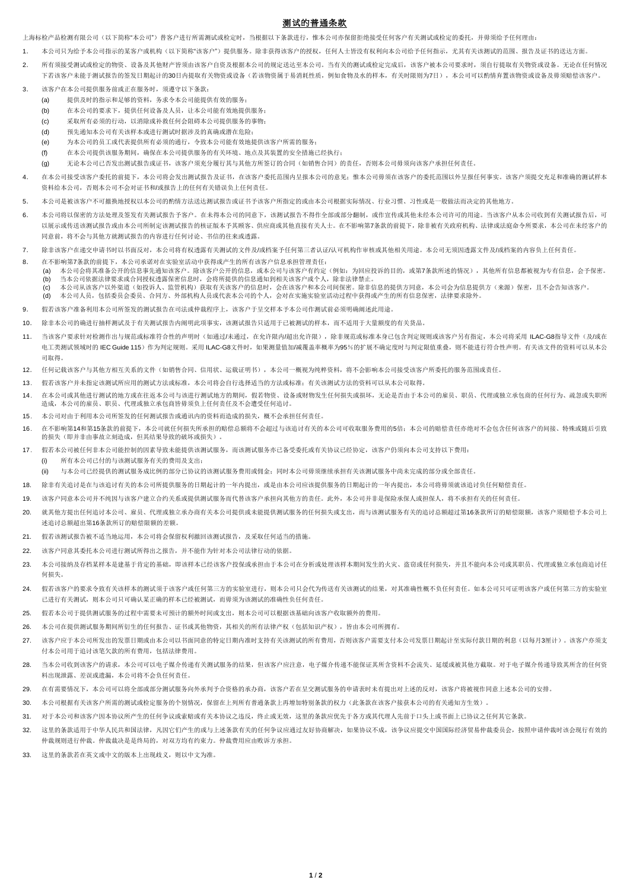# 测试的普通条款

上海标检产品检测有限公司（以下简称"本公司"）替客户进行所需测试或检定时，当根据以下条款进行，惟本公司亦保留拒绝接受任何客户有关测试或检定的委托，并毋须给予任何理由：

1. 本公司只为给予本公司指示的某客户或机构（以下简称"该客户"）提供服务。除非获得该客户的授权，任何人士皆没有权利向本公司给予任何指示，尤其有关该测试的范围、报告及证书的送达方面。

2. 所有须接受测试或检定的物资、设备及其他财产皆须由该客户自资及根据本公司的规定送达至本公司。当有关的测试或检定完成后，该客户被本公司要求时，须自行提取有关物资或设备。无论在任何情况下若该客户未能于测试报告的签发日期起计的30日内提取有关物资或设备（若该物资属于易消耗性质，例如食物及水的样本，有关时限则为7日），本公司可以酌情弃置该物资或设备及毋须赔偿该客户。

3. 该客户在本公司提供服务前或正在服务时，须遵守以下条款：
   - (a) 提供及时的指示和足够的资料，务求令本公司能提供有效的服务；
   - (b) 在本公司的要求下，提供任何设备及人员，让本公司能有效地提供服务；
   - (c) 采取所有必须的行动，以消除或补救任何会阻碍本公司提供服务的事物；
   - (d) 预先通知本公司有关该样本或进行测试时据涉及的真确或潜在危险；
   - (e) 为本公司的员工或代表提供所有必须的通行，令致本公司能有效地提供该客户所需的服务；
   - (f) 在本公司提供该服务期间，确保在本公司提供服务的有关环境、地点及其装置的安全措施已经执行；
   - (g) 无论本公司已否发出测试报告或证书，该客户须充分履行其与其他方所签订的合同（如销售合同）的责任，否则本公司毋须向该客户承担任何责任。

4. 在本公司接受该客户委托的前提下，本公司将会发出测试报告及证书，在该客户委托范围内呈报本公司的意见；惟本公司毋须在该客户的委托范围以外呈报任何事实。该客户须提交充足和准确的测试样本资料给本公司，否则本公司不会对证书和/或报告上的任何有关错误负上任何责任。

5. 本公司是被该客户不可撤换地授权以本公司的酌情方法送达测试报告或证书予该客户所指定的或由本公司根据实际情况、行业习惯、习性或是一般做法而决定的其他地方。

6. 本公司将以保密的方法处理及签发有关测试报告予客户。在未得本公司的同意下，该测试报告不得作全部或部分翻制，或作宣传或其他未经本公司许可的用途。当该客户从本公司收到有关测试报告后，可以展示或传送该测试报告或由本公司所制定该测试报告的核证版本予其顾客、供应商或其他直接有关人士。在不影响第7条款的前提下，除非被有关政府机构、法律或法庭命令所要求，本公司在未经客户的同意前，将不会与其他方就测试报告的内容进行任何讨论、书信的往来或透露。

7. 除非该客户在递交申请书时以书面反对，本公司将有权透露有关测试的文件及/或档案予任何第三者认证/认可机构作审核或其他相关用途。本公司无须因透露文件及/或档案的内容负上任何责任。

8. 在不影响第7条款的前提下，本公司承诺对在实验室活动中获得或产生的所有该客户信息承担管理责任：
   - (a) 本公司会将其准备公开的信息事先通知该客户。除该客户公开的信息，或本公司与该客户有约定（例如：为回应投诉的目的，或第7条款所述的情况），其他所有信息都被视为专有信息，会予保密。
   - (b) 当本公司依据法律要求或合同授权透露保密信息时，会将所提供的信息通知到相关该客户或个人，除非法律禁止。
   - (c) 本公司从该客户以外渠道（如投诉人、监管机构）获取有关该客户的信息时，会在该客户和本公司间保密。除非信息的提供方同意，本公司会为信息提供方（来源）保密，且不会告知该客户。
   - (d) 本公司人员，包括委员会委员、合同方、外部机构人员或代表本公司的个人，会对在实施实验室活动过程中获得或产生的所有信息保密，法律要求除外。

9. 假若该客户准备利用本公司所签发的测试报告在司法或仲裁程序上，该客户于呈交样本予本公司作测试前必须明确阐述此用途。

10. 除非本公司的确进行抽样测试及于有关测试报告内阐明此项事实，该测试报告只适用于已被测试的样本，而不适用于大量额度的有关货品。

11. 当该客户要求针对检测作出与规范或标准符合性的声明时（如通过/未通过，在允许限内/超出允许限），除非规范或标准本身已包含判定规则或该客户另有指定，本公司将采用 ILAC-G8指导文件（及/或在电工类测试领域时的 IEC Guide 115）作为判定规则。采用 ILAC-G8文件时，如果测量值加/减覆盖率概率为95%的扩展不确定度时与判定限值重叠，则不能进行符合性声明。有关该文件的资料可以从本公司取得。

12. 任何记载该客户与其他方相互关系的文件（如销售合同、信用状、运载证明书），本公司一概视为纯粹资料，将不会影响本公司接受该客户所委托的服务范围或责任。

13. 假若该客户并未指定该测试所应用的测试方法或标准，本公司将会自行选择适当的方法或标准；有关该测试方法的资料可以从本公司取得。

14. 在本公司或其他进行测试的地方或在往返本公司与该进行测试地方的期间，假若物资、设备或财物发生任何损失或损坏，无论是否由于本公司的雇员、职员、代理或独立承包商的任何行为、疏忽或失职所造成，本公司的雇员、职员、代理或独立承包商皆毋须负上任何责任及不会遭受任何追讨。

15. 本公司对由于利用本公司所签发的任何测试报告或通讯内的资料而造成的损失，概不会承担任何责任。

16. 在不影响第14和第15条款的前提下，本公司就任何损失所承担的赔偿总额将不会超过与该追讨有关的本公司可收取服务费用的5倍；本公司的赔偿责任亦绝对不会包含任何该客户的间接、特殊或随后引致的损失（即并非由事故立刻造成，但其结果导致的破坏或损失）。

17. 假若本公司被任何非本公司能控制的因素导致未能提供该测试服务，而该测试服务亦已备受委托或有关协议已经协定，该客户仍须向本公司支持以下费用：
   - (i) 所有本公司已付的与该测试服务有关的费用及支出；
   - (ii) 与本公司已经提供的测试服务成比例的部分已协议的该测试服务费用或佣金；同时本公司毋须继续承担有关该测试服务中尚未完成的部分或全部责任。

18. 除非有关追讨是在与该追讨有关的本公司所提供服务的日期起计的一年内提出，或是由本公司应该提供服务的日期起计的一年内提出，本公司将毋须就该追讨负任何赔偿责任。

19. 该客户同意本公司并不纯因与该客户建立合约关系或提供测试服务而代替该客户承担向其他方的责任。此外，本公司并非是保险承保人或担保人，将不承担有关的任何责任。

20. 就其他方提出任何追讨本公司、雇员、代理或独立承办商有关本公司提供或未能提供测试服务的任何损失或支出，而与该测试服务有关的追讨总额超过第16条款所订的赔偿限额，该客户须赔偿予本公司上述追讨总额超出第16条款所订的赔偿限额的差额。

21. 假若该测试报告被不适当地运用，本公司将会保留权利撤回该测试报告，及采取任何适当的措施。

22. 该客户同意其委托本公司进行测试所得出之报告，并不能作为针对本公司法律行动的依据。

23. 本公司接纳及存档某样本是建基于肯定的基础，即该样本已经该客户投保或承担由于本公司在分析或处理该样本期间发生的火灾、盗窃或任何损失，并且不能向本公司或其职员、代理或独立承包商追讨任何损失。

24. 假若该客户的要求令致有关该样本的测试须于该客户或任何第三方的实验室进行，则本公司只会代为传送有关该测试的结果，对其准确性概不负任何责任。如本公司只可证明该客户或任何第三方的实验室已进行有关测试，则本公司只可确认某正确的样本已经被测试，而毋须为该测试的准确性负任何责任。

25. 假若本公司于提供测试服务的过程中需要未可预计的额外时间或支出，则本公司可以根据该基础向该客户收取额外的费用。

26. 本公司在提供测试服务期间所衍生的任何报告、证书或其他物，其相关的所有法律产权（包括知识产权），皆由本公司所拥有。

27. 该客户应于本公司所发出的发票日期或由本公司以书面同意的特定日期内准时支持有关该测试的所有费用，否则该客户需要支付本公司发票日期起计至实际付款日期的利息（以每月3厘计）。该客户亦须支付本公司用于追讨该笔欠款的所有费用，包括法律费用。

28. 当本公司收到该客户的请求，本公司可以电子媒介传递有关测试服务的结果，但该客户应注意，电子媒介传递不能保证其所含资料不会流失、延缓或被其他方截取。对于电子媒介传递导致其所含的任何资料出现泄露、差误或遗漏，本公司将不会负任何责任。

29. 在有需要情况下，本公司可以将全部或部分测试服务向外承判予合资格的承办商，该客户若在呈交测试服务的申请表时未有提出对上述的反对，该客户将被视作同意上述本公司的安排。

30. 本公司根据有关该客户所需的测试或检定服务的个别情况，保留在上列所有普通条款上再增加特别条款的权力（此条款在该客户接获本公司的有关通知方生效）。

31. 对于本公司和该客户因本协议所产生的任何争议或索赔或有关本协议之违反，终止或无效，这里的条款应优先于各方或其代理人先前于口头上或书面上已协议之任何其它条款。

32. 这里的条款适用于中华人民共和国法律，凡因它们产生的或与上述条款有关的任何争议应通过友好协商解决，如果协议不成，该争议应提交中国国际经济贸易仲裁委员会，按照申请仲裁时该会现行有效的仲裁规则进行仲裁。仲裁裁决是终局的，对双方均有约束力。仲裁费用应由败诉方承担。

33. 这里的条款若在英文或中文的版本上出现歧义，则以中文为准。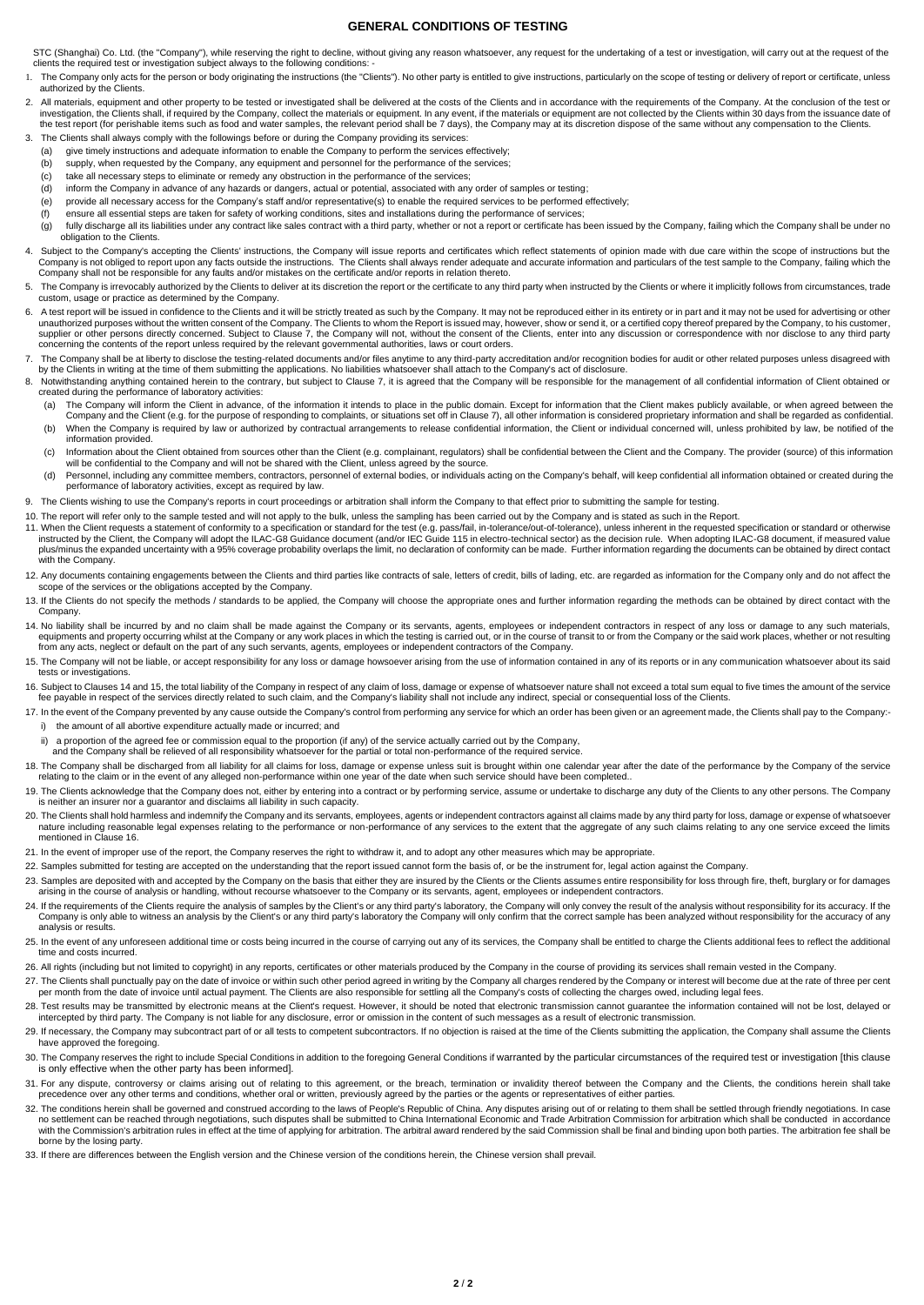## GENERAL CONDITIONS OF TESTING

STC (Shanghai) Co. Ltd. (the "Company"), while reserving the right to decline, without giving any reason whatsoever, any request for the undertaking of a test or investigation, will carry out at the request of the clients the required test or investigation subject always to the following conditions: -

1. The Company only acts for the person or body originating the instructions (the "Clients"). No other party is entitled to give instructions, particularly on the scope of testing or delivery of report or certificate, unless authorized by the Clients.
2. All materials, equipment and other property to be tested or investigated shall be delivered at the costs of the Clients and in accordance with the requirements of the Company. At the conclusion of the test or investigation, the Clients shall, if required by the Company, collect the materials or equipment. In any event, if the materials or equipment are not collected by the Clients within 30 days from the issuance date of the test report (for perishable items such as food and water samples, the relevant period shall be 7 days), the Company may at its discretion dispose of the same without any compensation to the Clients.
3. The Clients shall always comply with the followings before or during the Company providing its services:
   - (a) give timely instructions and adequate information to enable the Company to perform the services effectively;
   - (b) supply, when requested by the Company, any equipment and personnel for the performance of the services;
   - (c) take all necessary steps to eliminate or remedy any obstruction in the performance of the services;
   - (d) inform the Company in advance of any hazards or dangers, actual or potential, associated with any order of samples or testing;
   - (e) provide all necessary access for the Company's staff and/or representative(s) to enable the required services to be performed effectively;
   - (f) ensure all essential steps are taken for safety of working conditions, sites and installations during the performance of services;
   - (g) fully discharge all its liabilities under any contract like sales contract with a third party, whether or not a report or certificate has been issued by the Company, failing which the Company shall be under no obligation to the Clients.
4. Subject to the Company's accepting the Clients' instructions, the Company will issue reports and certificates which reflect statements of opinion made with due care within the scope of instructions but the Company is not obliged to report upon any facts outside the instructions. The Clients shall always render adequate and accurate information and particulars of the test sample to the Company, failing which the Company shall not be responsible for any faults and/or mistakes on the certificate and/or reports in relation thereto.
5. The Company is irrevocably authorized by the Clients to deliver at its discretion the report or the certificate to any third party when instructed by the Clients or where it implicitly follows from circumstances, trade custom, usage or practice as determined by the Company.
6. A test report will be issued in confidence to the Clients and it will be strictly treated as such by the Company. It may not be reproduced either in its entirety or in part and it may not be used for advertising or other unauthorized purposes without the written consent of the Company. The Clients to whom the Report is issued may, however, show or send it, or a certified copy thereof prepared by the Company, to his customer, supplier or other persons directly concerned. Subject to Clause 7, the Company will not, without the consent of the Clients, enter into any discussion or correspondence with nor disclose to any third party concerning the contents of the report unless required by the relevant governmental authorities, laws or court orders.
7. The Company shall be at liberty to disclose the testing-related documents and/or files anytime to any third-party accreditation and/or recognition bodies for audit or other related purposes unless disagreed with by the Clients in writing at the time of them submitting the applications. No liabilities whatsoever shall attach to the Company's act of disclosure.
8. Notwithstanding anything contained herein to the contrary, but subject to Clause 7, it is agreed that the Company will be responsible for the management of all confidential information of Client obtained or created during the performance of laboratory activities:
   - (a) The Company will inform the Client in advance, of the information it intends to place in the public domain. Except for information that the Client makes publicly available, or when agreed between the Company and the Client (e.g. for the purpose of responding to complaints, or situations set off in Clause 7), all other information is considered proprietary information and shall be regarded as confidential.
   - (b) When the Company is required by law or authorized by contractual arrangements to release confidential information, the Client or individual concerned will, unless prohibited by law, be notified of the information provided.
   - (c) Information about the Client obtained from sources other than the Client (e.g. complainant, regulators) shall be confidential between the Client and the Company. The provider (source) of this information will be confidential to the Company and will not be shared with the Client, unless agreed by the source.
   - (d) Personnel, including any committee members, contractors, personnel of external bodies, or individuals acting on the Company's behalf, will keep confidential all information obtained or created during the performance of laboratory activities, except as required by law.
9. The Clients wishing to use the Company's reports in court proceedings or arbitration shall inform the Company to that effect prior to submitting the sample for testing.
10. The report will refer only to the sample tested and will not apply to the bulk, unless the sampling has been carried out by the Company and is stated as such in the Report.
11. When the Client requests a statement of conformity to a specification or standard for the test (e.g. pass/fail, in-tolerance/out-of-tolerance), unless inherent in the requested specification or standard or otherwise instructed by the Client, the Company will adopt the ILAC-G8 Guidance document (and/or IEC Guide 115 in electro-technical sector) as the decision rule. When adopting ILAC-G8 document, if measured value plus/minus the expanded uncertainty with a 95% coverage probability overlaps the limit, no declaration of conformity can be made. Further information regarding the documents can be obtained by direct contact with the Company.
12. Any documents containing engagements between the Clients and third parties like contracts of sale, letters of credit, bills of lading, etc. are regarded as information for the Company only and do not affect the scope of the services or the obligations accepted by the Company.
13. If the Clients do not specify the methods / standards to be applied, the Company will choose the appropriate ones and further information regarding the methods can be obtained by direct contact with the Company.
14. No liability shall be incurred by and no claim shall be made against the Company or its servants, agents, employees or independent contractors in respect of any loss or damage to any such materials, equipments and property occurring whilst at the Company or any work places in which the testing is carried out, or in the course of transit to or from the Company or the said work places, whether or not resulting from any acts, neglect or default on the part of any such servants, agents, employees or independent contractors of the Company.
15. The Company will not be liable, or accept responsibility for any loss or damage howsoever arising from the use of information contained in any of its reports or in any communication whatsoever about its said tests or investigations.
16. Subject to Clauses 14 and 15, the total liability of the Company in respect of any claim of loss, damage or expense of whatsoever nature shall not exceed a total sum equal to five times the amount of the service fee payable in respect of the services directly related to such claim, and the Company's liability shall not include any indirect, special or consequential loss of the Clients.
17. In the event of the Company prevented by any cause outside the Company's control from performing any service for which an order has been given or an agreement made, the Clients shall pay to the Company:-
   - i) the amount of all abortive expenditure actually made or incurred; and
   - ii) a proportion of the agreed fee or commission equal to the proportion (if any) of the service actually carried out by the Company,

   and the Company shall be relieved of all responsibility whatsoever for the partial or total non-performance of the required service.
18. The Company shall be discharged from all liability for all claims for loss, damage or expense unless suit is brought within one calendar year after the date of the performance by the Company of the service relating to the claim or in the event of any alleged non-performance within one year of the date when such service should have been completed..
19. The Clients acknowledge that the Company does not, either by entering into a contract or by performing service, assume or undertake to discharge any duty of the Clients to any other persons. The Company is neither an insurer nor a guarantor and disclaims all liability in such capacity.
20. The Clients shall hold harmless and indemnify the Company and its servants, employees, agents or independent contractors against all claims made by any third party for loss, damage or expense of whatsoever nature including reasonable legal expenses relating to the performance or non-performance of any services to the extent that the aggregate of any such claims relating to any one service exceed the limits mentioned in Clause 16.
21. In the event of improper use of the report, the Company reserves the right to withdraw it, and to adopt any other measures which may be appropriate.
22. Samples submitted for testing are accepted on the understanding that the report issued cannot form the basis of, or be the instrument for, legal action against the Company.
23. Samples are deposited with and accepted by the Company on the basis that either they are insured by the Clients or the Clients assumes entire responsibility for loss through fire, theft, burglary or for damages arising in the course of analysis or handling, without recourse whatsoever to the Company or its servants, agent, employees or independent contractors.
24. If the requirements of the Clients require the analysis of samples by the Client's or any third party's laboratory, the Company will only convey the result of the analysis without responsibility for its accuracy. If the Company is only able to witness an analysis by the Client's or any third party's laboratory the Company will only confirm that the correct sample has been analyzed without responsibility for the accuracy of any analysis or results.
25. In the event of any unforeseen additional time or costs being incurred in the course of carrying out any of its services, the Company shall be entitled to charge the Clients additional fees to reflect the additional time and costs incurred.
26. All rights (including but not limited to copyright) in any reports, certificates or other materials produced by the Company in the course of providing its services shall remain vested in the Company.
27. The Clients shall punctually pay on the date of invoice or within such other period agreed in writing by the Company all charges rendered by the Company or interest will become due at the rate of three per cent per month from the date of invoice until actual payment. The Clients are also responsible for settling all the Company's costs of collecting the charges owed, including legal fees.
28. Test results may be transmitted by electronic means at the Client's request. However, it should be noted that electronic transmission cannot guarantee the information contained will not be lost, delayed or intercepted by third party. The Company is not liable for any disclosure, error or omission in the content of such messages as a result of electronic transmission.
29. If necessary, the Company may subcontract part of or all tests to competent subcontractors. If no objection is raised at the time of the Clients submitting the application, the Company shall assume the Clients have approved the foregoing.
30. The Company reserves the right to introduce Special Conditions in addition to the foregoing General Conditions if warranted by the particular circumstances of the required test or investigation [this clause is only effective when the other party has been informed].
31. For any dispute, controversy or claims arising out of relating to this agreement, or the breach, termination or invalidity thereof between the Company and the Clients, the conditions herein shall take precedence over any other terms and conditions, whether oral or written, previously agreed by the parties or the agents or representatives of either parties.
32. The conditions herein shall be governed and construed according to the laws of People's Republic of China. Any disputes arising out of or relating to them shall be settled through friendly negotiations. In case no settlement can be reached through negotiations, such disputes shall be submitted to China International Economic and Trade Arbitration Commission for arbitration which shall be conducted in accordance with the Commission's arbitration rules in effect at the time of applying for arbitration. The arbitral award rendered by the said Commission shall be final and binding upon both parties. The arbitration fee shall be borne by the losing party.
33. If there are differences between the English version and the Chinese version of the conditions herein, the Chinese version shall prevail.